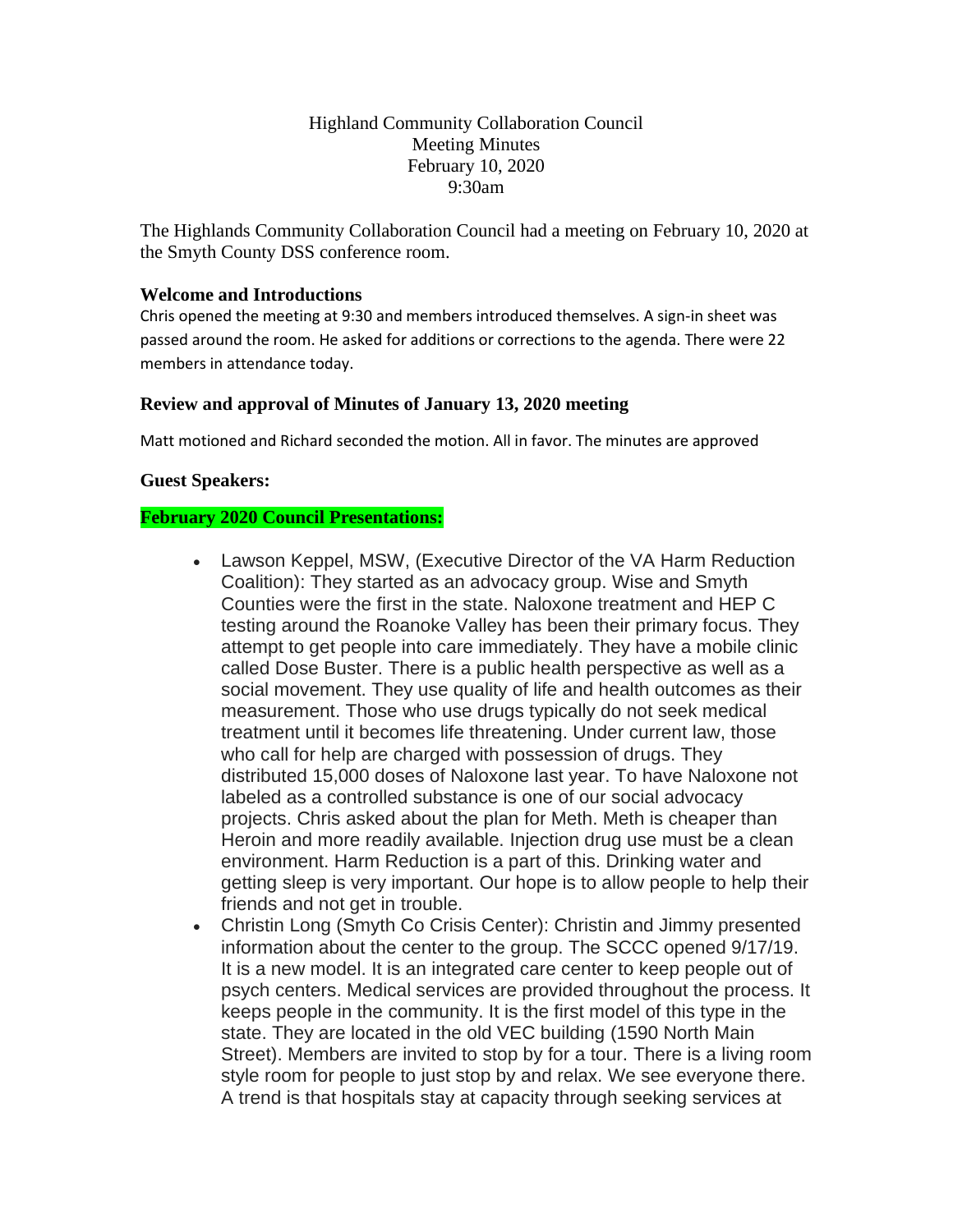Highland Community Collaboration Council
Meeting Minutes
February 10, 2020
9:30am

The Highlands Community Collaboration Council had a meeting on February 10, 2020 at the Smyth County DSS conference room.

### Welcome and Introductions

Chris opened the meeting at 9:30 and members introduced themselves. A sign-in sheet was passed around the room. He asked for additions or corrections to the agenda. There were 22 members in attendance today.

### Review and approval of Minutes of January 13, 2020 meeting

Matt motioned and Richard seconded the motion. All in favor. The minutes are approved

### Guest Speakers:

**February 2020 Council Presentations:**

- Lawson Keppel, MSW, (Executive Director of the VA Harm Reduction Coalition): They started as an advocacy group. Wise and Smyth Counties were the first in the state. Naloxone treatment and HEP C testing around the Roanoke Valley has been their primary focus. They attempt to get people into care immediately. They have a mobile clinic called Dose Buster. There is a public health perspective as well as a social movement. They use quality of life and health outcomes as their measurement. Those who use drugs typically do not seek medical treatment until it becomes life threatening. Under current law, those who call for help are charged with possession of drugs. They distributed 15,000 doses of Naloxone last year. To have Naloxone not labeled as a controlled substance is one of our social advocacy projects. Chris asked about the plan for Meth. Meth is cheaper than Heroin and more readily available. Injection drug use must be a clean environment. Harm Reduction is a part of this. Drinking water and getting sleep is very important. Our hope is to allow people to help their friends and not get in trouble.
- Christin Long (Smyth Co Crisis Center): Christin and Jimmy presented information about the center to the group. The SCCC opened 9/17/19. It is a new model. It is an integrated care center to keep people out of psych centers. Medical services are provided throughout the process. It keeps people in the community. It is the first model of this type in the state. They are located in the old VEC building (1590 North Main Street). Members are invited to stop by for a tour. There is a living room style room for people to just stop by and relax. We see everyone there. A trend is that hospitals stay at capacity through seeking services at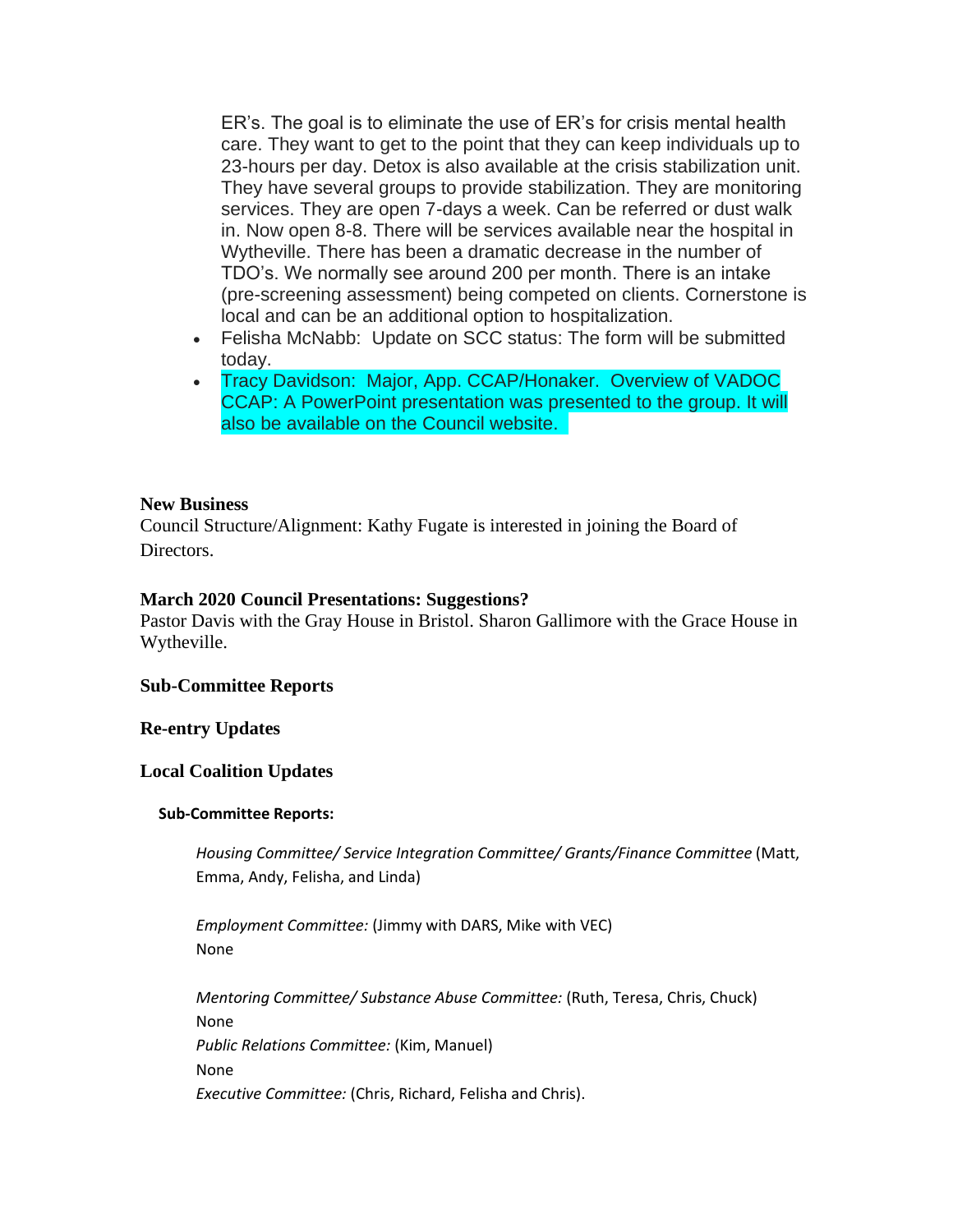ER's. The goal is to eliminate the use of ER's for crisis mental health care. They want to get to the point that they can keep individuals up to 23-hours per day. Detox is also available at the crisis stabilization unit. They have several groups to provide stabilization. They are monitoring services. They are open 7-days a week. Can be referred or dust walk in. Now open 8-8. There will be services available near the hospital in Wytheville. There has been a dramatic decrease in the number of TDO's. We normally see around 200 per month. There is an intake (pre-screening assessment) being competed on clients. Cornerstone is local and can be an additional option to hospitalization.

- Felisha McNabb: Update on SCC status: The form will be submitted today.
- Tracy Davidson: Major, App. CCAP/Honaker. Overview of VADOC CCAP: A PowerPoint presentation was presented to the group. It will also be available on the Council website.

**New Business**

Council Structure/Alignment: Kathy Fugate is interested in joining the Board of Directors.

**March 2020 Council Presentations: Suggestions?**

Pastor Davis with the Gray House in Bristol. Sharon Gallimore with the Grace House in Wytheville.

**Sub-Committee Reports**

**Re-entry Updates**

**Local Coalition Updates**

**Sub-Committee Reports:**

*Housing Committee/ Service Integration Committee/ Grants/Finance Committee* (Matt, Emma, Andy, Felisha, and Linda)

*Employment Committee:* (Jimmy with DARS, Mike with VEC)
None

*Mentoring Committee/ Substance Abuse Committee:* (Ruth, Teresa, Chris, Chuck)
None

*Public Relations Committee:* (Kim, Manuel)
None

*Executive Committee:* (Chris, Richard, Felisha and Chris).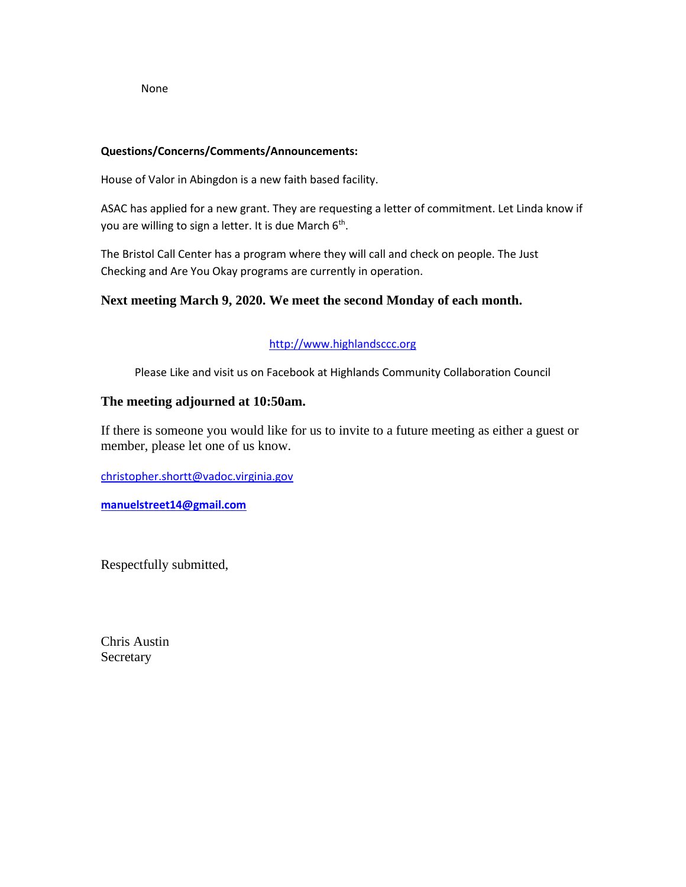None

**Questions/Concerns/Comments/Announcements:**

House of Valor in Abingdon is a new faith based facility.

ASAC has applied for a new grant. They are requesting a letter of commitment. Let Linda know if you are willing to sign a letter. It is due March 6th.

The Bristol Call Center has a program where they will call and check on people. The Just Checking and Are You Okay programs are currently in operation.

**Next meeting March 9, 2020. We meet the second Monday of each month.**

http://www.highlandsccc.org

Please Like and visit us on Facebook at Highlands Community Collaboration Council

**The meeting adjourned at 10:50am.**

If there is someone you would like for us to invite to a future meeting as either a guest or member, please let one of us know.

christopher.shortt@vadoc.virginia.gov

**manuelstreet14@gmail.com**

Respectfully submitted,

Chris Austin
Secretary